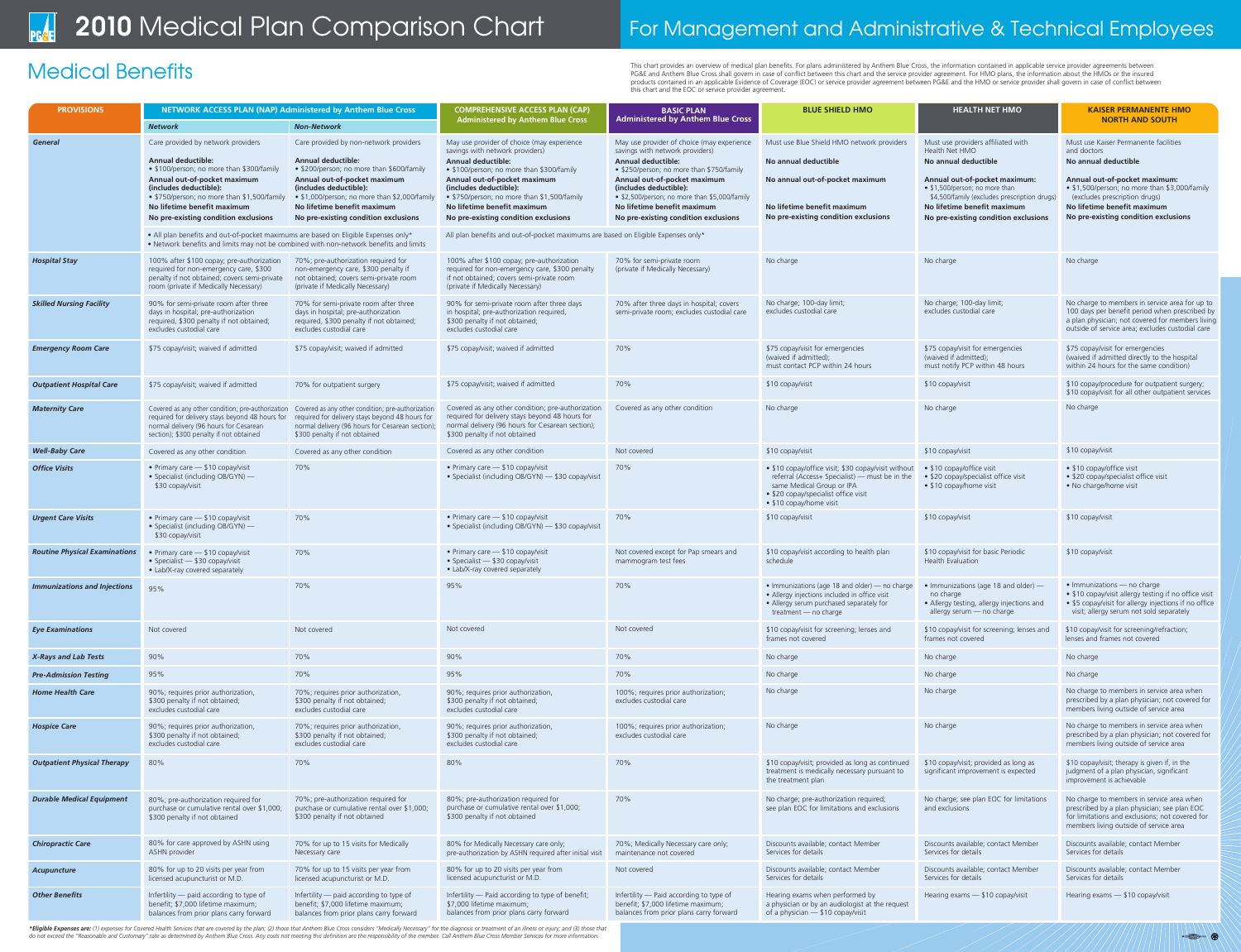# 2010 Medical Plan Comparison Chart

## For Management and Administrative & Technical Employees

## Medical Benefits

This chart provides an overview of medical plan benefits. For plans administered by Anthem Blue Cross, the information contained in applicable service provider agreements between PG&E and Anthem Blue Cross shall govern in case of conflict between this chart and the service provider agreement. For HMO plans, the information about the HMOs or the insured products contained in an applicable Evidence of Coverage (EOC) or service provider agreement between PG&E and the HMO or service provider shall govern in case of conflict between this chart and the EOC or service provider agreement.

| PROVISIONS | NETWORK ACCESS PLAN (NAP) Administered by Anthem Blue Cross | | COMPREHENSIVE ACCESS PLAN (CAP) Administered by Anthem Blue Cross | BASIC PLAN Administered by Anthem Blue Cross | BLUE SHIELD HMO | HEALTH NET HMO | KAISER PERMANENTE HMO NORTH AND SOUTH |
|---|---|---|---|---|---|---|---|
| | *Network* | *Non-Network* | | | | | |
| ***General*** | Care provided by network providers<br>**Annual deductible:**<br>• $100/person; no more than $300/family<br>**Annual out-of-pocket maximum (includes deductible):**<br>• $750/person; no more than $1,500/family<br>**No lifetime benefit maximum**<br>**No pre-existing condition exclusions**<br>• All plan benefits and out-of-pocket maximums are based on Eligible Expenses only*<br>• Network benefits and limits may not be combined with non-network benefits and limits | Care provided by non-network providers<br>**Annual deductible:**<br>• $200/person; no more than $600/family<br>**Annual out-of-pocket maximum (includes deductible):**<br>• $1,000/person; no more than $2,000/family<br>**No lifetime benefit maximum**<br>**No pre-existing condition exclusions** | May use provider of choice (may experience savings with network providers)<br>**Annual deductible:**<br>• $100/person; no more than $300/family<br>**Annual out-of-pocket maximum (includes deductible):**<br>• $750/person; no more than $1,500/family<br>**No lifetime benefit maximum**<br>**No pre-existing condition exclusions**<br>All plan benefits and out-of-pocket maximums are based on Eligible Expenses only* | May use provider of choice (may experience savings with network providers)<br>**Annual deductible:**<br>• $250/person; no more than $750/family<br>**Annual out-of-pocket maximum (includes deductible):**<br>• $2,500/person; no more than $5,000/family<br>**No lifetime benefit maximum**<br>**No pre-existing condition exclusions** | Must use Blue Shield HMO network providers<br>**No annual deductible**<br>**No annual out-of-pocket maximum**<br>**No lifetime benefit maximum**<br>**No pre-existing condition exclusions** | Must use providers affiliated with Health Net HMO<br>**No annual deductible**<br>**Annual out-of-pocket maximum:**<br>• $1,500/person; no more than $4,500/family (excludes prescription drugs)<br>**No lifetime benefit maximum**<br>**No pre-existing condition exclusions** | Must use Kaiser Permanente facilities and doctors<br>**No annual deductible**<br>**Annual out-of-pocket maximum:**<br>• $1,500/person; no more than $3,000/family (excludes prescription drugs)<br>**No lifetime benefit maximum**<br>**No pre-existing condition exclusions** |
| ***Hospital Stay*** | 100% after $100 copay; pre-authorization required for non-emergency care, $300 penalty if not obtained; covers semi-private room (private if Medically Necessary) | 70%; pre-authorization required for non-emergency care, $300 penalty if not obtained; covers semi-private room (private if Medically Necessary) | 100% after $100 copay; pre-authorization required for non-emergency care, $300 penalty if not obtained; covers semi-private room (private if Medically Necessary) | 70% for semi-private room (private if Medically Necessary) | No charge | No charge | No charge |
| ***Skilled Nursing Facility*** | 90% for semi-private room after three days in hospital; pre-authorization required, $300 penalty if not obtained; excludes custodial care | 70% for semi-private room after three days in hospital; pre-authorization required, $300 penalty if not obtained; excludes custodial care | 90% for semi-private room after three days in hospital; pre-authorization required, $300 penalty if not obtained; excludes custodial care | 70% after three days in hospital; covers semi-private room; excludes custodial care | No charge; 100-day limit; excludes custodial care | No charge; 100-day limit; excludes custodial care | No charge to members in service area for up to 100 days per benefit period when prescribed by a plan physician; not covered for members living outside of service area; excludes custodial care |
| ***Emergency Room Care*** | $75 copay/visit; waived if admitted | $75 copay/visit; waived if admitted | $75 copay/visit; waived if admitted | 70% | $75 copay/visit for emergencies (waived if admitted); must contact PCP within 24 hours | $75 copay/visit for emergencies (waived if admitted); must notify PCP within 48 hours | $75 copay/visit for emergencies (waived if admitted directly to the hospital within 24 hours for the same condition) |
| ***Outpatient Hospital Care*** | $75 copay/visit; waived if admitted | 70% for outpatient surgery | $75 copay/visit; waived if admitted | 70% | $10 copay/visit | $10 copay/visit | $10 copay/procedure for outpatient surgery; $10 copay/visit for all other outpatient services |
| ***Maternity Care*** | Covered as any other condition; pre-authorization required for delivery stays beyond 48 hours for normal delivery (96 hours for Cesarean section); $300 penalty if not obtained | Covered as any other condition; pre-authorization required for delivery stays beyond 48 hours for normal delivery (96 hours for Cesarean section); $300 penalty if not obtained | Covered as any other condition; pre-authorization required for delivery stays beyond 48 hours for normal delivery (96 hours for Cesarean section); $300 penalty if not obtained | Covered as any other condition | No charge | No charge | No charge |
| ***Well-Baby Care*** | Covered as any other condition | Covered as any other condition | Covered as any other condition | Not covered | $10 copay/visit | $10 copay/visit | $10 copay/visit |
| ***Office Visits*** | • Primary care — $10 copay/visit<br>• Specialist (including OB/GYN) — $30 copay/visit | 70% | • Primary care — $10 copay/visit<br>• Specialist (including OB/GYN) — $30 copay/visit | 70% | • $10 copay/office visit; $30 copay/visit without referral (Access+ Specialist) — must be in the same Medical Group or IPA<br>• $20 copay/specialist office visit<br>• $10 copay/home visit | • $10 copay/office visit<br>• $20 copay/specialist office visit<br>• $10 copay/home visit | • $10 copay/office visit<br>• $20 copay/specialist office visit<br>• No charge/home visit |
| ***Urgent Care Visits*** | • Primary care — $10 copay/visit<br>• Specialist (including OB/GYN) — $30 copay/visit | 70% | • Primary care — $10 copay/visit<br>• Specialist (including OB/GYN) — $30 copay/visit | 70% | $10 copay/visit | $10 copay/visit | $10 copay/visit |
| ***Routine Physical Examinations*** | • Primary care — $10 copay/visit<br>• Specialist — $30 copay/visit<br>• Lab/X-ray covered separately | 70% | • Primary care — $10 copay/visit<br>• Specialist — $30 copay/visit<br>• Lab/X-ray covered separately | Not covered except for Pap smears and mammogram test fees | $10 copay/visit according to health plan schedule | $10 copay/visit for basic Periodic Health Evaluation | $10 copay/visit |
| ***Immunizations and Injections*** | 95% | 70% | 95% | 70% | • Immunizations (age 18 and older) — no charge<br>• Allergy injections included in office visit<br>• Allergy serum purchased separately for treatment — no charge | • Immunizations (age 18 and older) — no charge<br>• Allergy testing, allergy injections and allergy serum — no charge | • Immunizations — no charge<br>• $10 copay/visit allergy testing if no office visit<br>• $5 copay/visit for allergy injections if no office visit; allergy serum not sold separately |
| ***Eye Examinations*** | Not covered | Not covered | Not covered | Not covered | $10 copay/visit for screening; lenses and frames not covered | $10 copay/visit for screening; lenses and frames not covered | $10 copay/visit for screening/refraction; lenses and frames not covered |
| ***X-Rays and Lab Tests*** | 90% | 70% | 90% | 70% | No charge | No charge | No charge |
| ***Pre-Admission Testing*** | 95% | 70% | 95% | 70% | No charge | No charge | No charge |
| ***Home Health Care*** | 90%; requires prior authorization, $300 penalty if not obtained; excludes custodial care | 70%; requires prior authorization, $300 penalty if not obtained; excludes custodial care | 90%; requires prior authorization, $300 penalty if not obtained; excludes custodial care | 100%; requires prior authorization; excludes custodial care | No charge | No charge | No charge to members in service area when prescribed by a plan physician; not covered for members living outside of service area |
| ***Hospice Care*** | 90%; requires prior authorization, $300 penalty if not obtained; excludes custodial care | 70%; requires prior authorization, $300 penalty if not obtained; excludes custodial care | 90%; requires prior authorization, $300 penalty if not obtained; excludes custodial care | 100%; requires prior authorization; excludes custodial care | No charge | No charge | No charge to members in service area when prescribed by a plan physician; not covered for members living outside of service area |
| ***Outpatient Physical Therapy*** | 80% | 70% | 80% | 70% | $10 copay/visit; provided as long as continued treatment is medically necessary pursuant to the treatment plan | $10 copay/visit; provided as long as significant improvement is expected | $10 copay/visit; therapy is given if, in the judgment of a plan physician, significant improvement is achievable |
| ***Durable Medical Equipment*** | 80%; pre-authorization required for purchase or cumulative rental over $1,000; $300 penalty if not obtained | 70%; pre-authorization required for purchase or cumulative rental over $1,000; $300 penalty if not obtained | 80%; pre-authorization required for purchase or cumulative rental over $1,000; $300 penalty if not obtained | 70% | No charge; pre-authorization required; see plan EOC for limitations and exclusions | No charge; see plan EOC for limitations and exclusions | No charge to members in service area when prescribed by a plan physician; see plan EOC for limitations and exclusions; not covered for members living outside of service area |
| ***Chiropractic Care*** | 80% for care approved by ASHN using ASHN provider | 70% for up to 15 visits for Medically Necessary care | 80% for Medically Necessary care only; pre-authorization by ASHN required after initial visit | 70%; Medically Necessary care only; maintenance not covered | Discounts available; contact Member Services for details | Discounts available; contact Member Services for details | Discounts available; contact Member Services for details |
| ***Acupuncture*** | 80% for up to 20 visits per year from licensed acupuncturist or M.D. | 70% for up to 15 visits per year from licensed acupuncturist or M.D. | 80% for up to 20 visits per year from licensed acupuncturist or M.D. | Not covered | Discounts available; contact Member Services for details | Discounts available; contact Member Services for details | Discounts available; contact Member Services for details |
| ***Other Benefits*** | Infertility — paid according to type of benefit; $7,000 lifetime maximum; balances from prior plans carry forward | Infertility — paid according to type of benefit; $7,000 lifetime maximum; balances from prior plans carry forward | Infertility — Paid according to type of benefit; $7,000 lifetime maximum; balances from prior plans carry forward | Infertility — Paid according to type of benefit; $7,000 lifetime maximum; balances from prior plans carry forward | Hearing exams when performed by a physician or by an audiologist at the request of a physician — $10 copay/visit | Hearing exams — $10 copay/visit | Hearing exams — $10 copay/visit |

***Eligible Expenses are:** *(1) expenses for Covered Health Services that are covered by the plan; (2) those that Anthem Blue Cross considers "Medically Necessary" for the diagnosis or treatment of an illness or injury; and (3) those that do not exceed the "Reasonable and Customary" rate as determined by Anthem Blue Cross. Any costs not meeting this definition are the responsibility of the member. Call Anthem Blue Cross Member Services for more information.*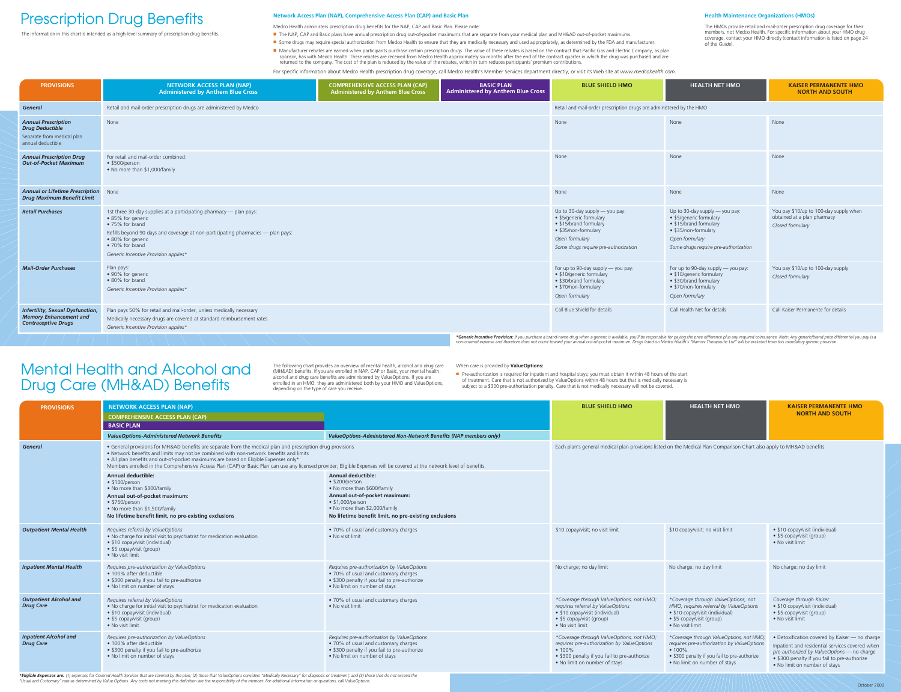# Prescription Drug Benefits

The information in this chart is intended as a high-level summary of prescription drug benefits.

### Network Access Plan (NAP), Comprehensive Access Plan (CAP) and Basic Plan

Medco Health administers prescription drug benefits for the NAP, CAP and Basic Plan. Please note:

- The NAP, CAP and Basic plans have annual prescription drug out-of-pocket maximums that are separate from your medical plan and MH&AD out-of-pocket maximums.
- Some drugs may require special authorization from Medco Health to ensure that they are medically necessary and used appropriately, as determined by the FDA and manufacturer.
- Manufacturer rebates are earned when participants purchase certain prescription drugs. The value of these rebates is based on the contract that Pacific Gas and Electric Company, as plan sponsor, has with Medco Health. These rebates are received from Medco Health approximately six months after the end of the contract quarter in which the drug was purchased and are returned to the company. The cost of the plan is reduced by the value of the rebates, which in turn reduces participants' premium contributions.

For specific information about Medco Health prescription drug coverage, call Medco Health's Member Services department directly, or visit its Web site at *www.medcohealth.com*.

### Health Maintenance Organizations (HMOs)

The HMOs provide retail and mail-order prescription drug coverage for their members, not Medco Health. For specific information about your HMO drug coverage, contact your HMO directly (contact information is listed on page 24 of the *Guide*).

| PROVISIONS | NETWORK ACCESS PLAN (NAP) Administered by Anthem Blue Cross / COMPREHENSIVE ACCESS PLAN (CAP) Administered by Anthem Blue Cross / BASIC PLAN Administered by Anthem Blue Cross | BLUE SHIELD HMO | HEALTH NET HMO | KAISER PERMANENTE HMO NORTH AND SOUTH |
|---|---|---|---|---|
| ***General*** | Retail and mail-order prescription drugs are administered by Medco | Retail and mail-order prescription drugs are administered by the HMO | | |
| ***Annual Prescription Drug Deductible*** Separate from medical plan annual deductible | None | None | None | None |
| ***Annual Prescription Drug Out-of-Pocket Maximum*** | For retail and mail-order combined: • $500/person • No more than $1,000/family | None | None | None |
| ***Annual or Lifetime Prescription Drug Maximum Benefit Limit*** | None | None | None | None |
| ***Retail Purchases*** | 1st three 30-day supplies at a participating pharmacy — plan pays: • 85% for generic • 75% for brand Refills beyond 90 days and coverage at non-participating pharmacies — plan pays: • 80% for generic • 70% for brand *Generic Incentive Provision applies** | Up to 30-day supply — you pay: • $5/generic formulary • $15/brand formulary • $35/non-formulary *Open formulary* *Some drugs require pre-authorization* | Up to 30-day supply — you pay: • $5/generic formulary • $15/brand formulary • $35/non-formulary *Open formulary* *Some drugs require pre-authorization* | You pay $10/up to 100-day supply when obtained at a plan pharmacy *Closed formulary* |
| ***Mail-Order Purchases*** | Plan pays: • 90% for generic • 80% for brand *Generic Incentive Provision applies** | For up to 90-day supply — you pay: • $10/generic formulary • $30/brand formulary • $70/non-formulary *Open formulary* | For up to 90-day supply — you pay: • $10/generic formulary • $30/brand formulary • $70/non-formulary *Open formulary* | You pay $10/up to 100-day supply *Closed formulary* |
| ***Infertility, Sexual Dysfunction, Memory Enhancement and Contraceptive Drugs*** | Plan pays 50% for retail and mail-order, unless medically necessary Medically necessary drugs are covered at standard reimbursement rates *Generic Incentive Provision applies** | Call Blue Shield for details | Call Health Net for details | Call Kaiser Permanente for details |

****Generic Incentive Provision:*** *If you purchase a brand-name drug when a generic is available, you'll be responsible for paying the price difference plus any required coinsurance. Note: Any generic/brand price differential you pay is a non-covered expense and therefore does not count toward your annual out-of-pocket maximum. Drugs listed on Medco Health's "Narrow Therapeutic List" will be excluded from this mandatory generic provision.*

# Mental Health and Alcohol and Drug Care (MH&AD) Benefits

The following chart provides an overview of mental health, alcohol and drug care (MH&AD) benefits. If you are enrolled in NAP, CAP or Basic, your mental health, alcohol and drug care benefits are administered by ValueOptions. If you are enrolled in an HMO, they are administered both by your HMO and ValueOptions, depending on the type of care you receive.

When care is provided by **ValueOptions:**

- Pre-authorization is required for inpatient and hospital stays; you must obtain it within 48 hours of the start of treatment. Care that is not authorized by ValueOptions within 48 hours but that is medically necessary is subject to a $300 pre-authorization penalty. Care that is not medically necessary will not be covered.

| PROVISIONS | NETWORK ACCESS PLAN (NAP) / COMPREHENSIVE ACCESS PLAN (CAP) / BASIC PLAN — *ValueOptions-Administered Network Benefits* | *ValueOptions-Administered Non-Network Benefits (NAP members only)* | BLUE SHIELD HMO | HEALTH NET HMO | KAISER PERMANENTE HMO NORTH AND SOUTH |
|---|---|---|---|---|---|
| ***General*** | • General provisions for MH&AD benefits are separate from the medical plan and prescription drug provisions • Network benefits and limits may not be combined with non-network benefits and limits • All plan benefits and out-of-pocket maximums are based on Eligible Expenses only* Members enrolled in the Comprehensive Access Plan (CAP) or Basic Plan can use any licensed provider; Eligible Expenses will be covered at the network level of benefits. **Annual deductible:** • $100/person • No more than $300/family **Annual out-of-pocket maximum:** • $750/person • No more than $1,500/family **No lifetime benefit limit, no pre-existing exclusions** | **Annual deductible:** • $200/person • No more than $600/family **Annual out-of-pocket maximum:** • $1,000/person • No more than $2,000/family **No lifetime benefit limit, no pre-existing exclusions** | Each plan's general medical plan provisions listed on the Medical Plan Comparison Chart also apply to MH&AD benefits | | |
| ***Outpatient Mental Health*** | *Requires referral by ValueOptions* • No charge for initial visit to psychiatrist for medication evaluation • $10 copay/visit (individual) • $5 copay/visit (group) • No visit limit | • 70% of usual and customary charges • No visit limit | $10 copay/visit; no visit limit | $10 copay/visit; no visit limit | • $10 copay/visit (individual) • $5 copay/visit (group) • No visit limit |
| ***Inpatient Mental Health*** | *Requires pre-authorization by ValueOptions* • 100% after deductible • $300 penalty if you fail to pre-authorize • No limit on number of stays | *Requires pre-authorization by ValueOptions* • 70% of usual and customary charges • $300 penalty if you fail to pre-authorize • No limit on number of stays | No charge; no day limit | No charge; no day limit | No charge; no day limit |
| ***Outpatient Alcohol and Drug Care*** | *Requires referral by ValueOptions* • No charge for initial visit to psychiatrist for medication evaluation • $10 copay/visit (individual) • $5 copay/visit (group) • No visit limit | • 70% of usual and customary charges • No visit limit | **Coverage through ValueOptions, not HMO; requires referral by ValueOptions* • $10 copay/visit (individual) • $5 copay/visit (group) • No visit limit | **Coverage through ValueOptions, not HMO; requires referral by ValueOptions* • $10 copay/visit (individual) • $5 copay/visit (group) • No visit limit | *Coverage through Kaiser* • $10 copay/visit (individual) • $5 copay/visit (group) • No visit limit |
| ***Inpatient Alcohol and Drug Care*** | *Requires pre-authorization by ValueOptions* • 100% after deductible • $300 penalty if you fail to pre-authorize • No limit on number of stays | *Requires pre-authorization by ValueOptions* • 70% of usual and customary charges • $300 penalty if you fail to pre-authorize • No limit on number of stays | **Coverage through ValueOptions, not HMO; requires pre-authorization by ValueOptions* • 100% • $300 penalty if you fail to pre-authorize • No limit on number of stays | **Coverage through ValueOptions, not HMO; requires pre-authorization by ValueOptions* • 100% • $300 penalty if you fail to pre-authorize • No limit on number of stays | • Detoxification covered by Kaiser — no charge Inpatient and residential services covered *when pre-authorized by ValueOptions* — no charge • $300 penalty if you fail to pre-authorize • No limit on number of stays |

****Eligible Expenses are:*** *(1) expenses for Covered Health Services that are covered by the plan; (2) those that ValueOptions considers "Medically Necessary" for diagnosis or treatment; and (3) those that do not exceed the "Usual and Customary" rate as determined by Value Options. Any costs not meeting this definition are the responsibility of the member. For additional information or questions, call ValueOptions.*

October 2009